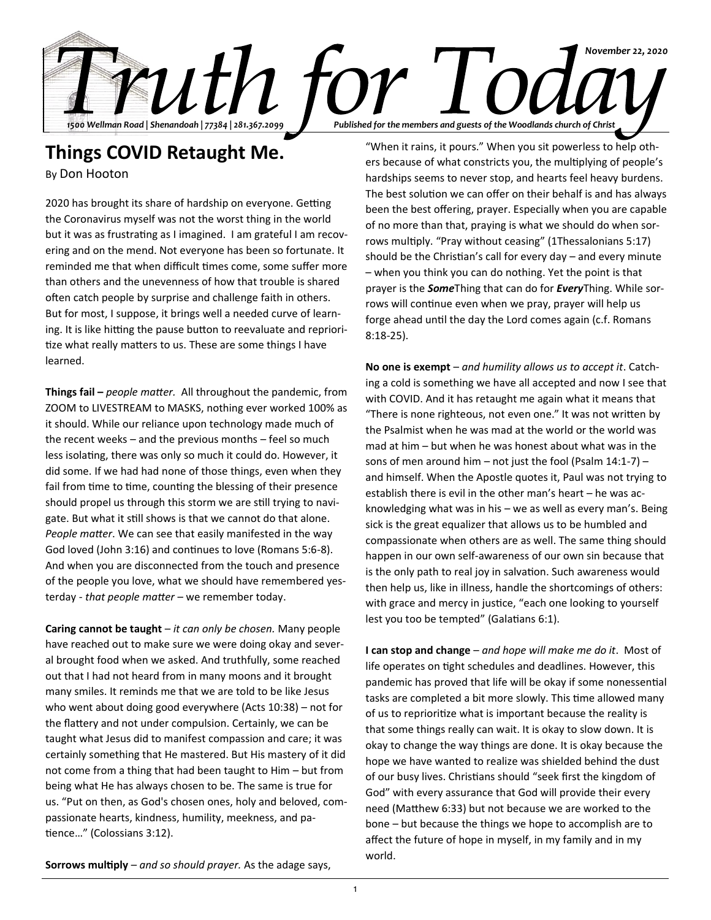# Truth for Today

November 22, 2020

1500 Wellman Road | Shenandoah | 77384 | 281.367.2099

Published for the members and guests of the Woodlands church of Christ

## Things COVID Retaught Me.

By Don Hooton

2020 has brought its share of hardship on everyone. Getting the Coronavirus myself was not the worst thing in the world but it was as frustrating as I imagined. I am grateful I am recovering and on the mend. Not everyone has been so fortunate. It reminded me that when difficult times come, some suffer more than others and the unevenness of how that trouble is shared often catch people by surprise and challenge faith in others. But for most, I suppose, it brings well a needed curve of learning. It is like hitting the pause button to reevaluate and reprioritize what really matters to us. These are some things I have learned.

**Things fail –** *people matter.* All throughout the pandemic, from ZOOM to LIVESTREAM to MASKS, nothing ever worked 100% as it should. While our reliance upon technology made much of the recent weeks – and the previous months – feel so much less isolating, there was only so much it could do. However, it did some. If we had had none of those things, even when they fail from time to time, counting the blessing of their presence should propel us through this storm we are still trying to navigate. But what it still shows is that we cannot do that alone. *People matter*. We can see that easily manifested in the way God loved (John 3:16) and continues to love (Romans 5:6-8). And when you are disconnected from the touch and presence of the people you love, what we should have remembered yesterday - *that people matter* – we remember today.

**Caring cannot be taught** – *it can only be chosen.* Many people have reached out to make sure we were doing okay and several brought food when we asked. And truthfully, some reached out that I had not heard from in many moons and it brought many smiles. It reminds me that we are told to be like Jesus who went about doing good everywhere (Acts 10:38) – not for the flattery and not under compulsion. Certainly, we can be taught what Jesus did to manifest compassion and care; it was certainly something that He mastered. But His mastery of it did not come from a thing that had been taught to Him – but from being what He has always chosen to be. The same is true for us. "Put on then, as God's chosen ones, holy and beloved, compassionate hearts, kindness, humility, meekness, and patience…" (Colossians 3:12).

**Sorrows multiply** – *and so should prayer.* As the adage says, "When it rains, it pours." When you sit powerless to help others because of what constricts you, the multiplying of people's hardships seems to never stop, and hearts feel heavy burdens. The best solution we can offer on their behalf is and has always been the best offering, prayer. Especially when you are capable of no more than that, praying is what we should do when sorrows multiply. "Pray without ceasing" (1Thessalonians 5:17) should be the Christian's call for every day – and every minute – when you think you can do nothing. Yet the point is that prayer is the ***Some***Thing that can do for ***Every***Thing. While sorrows will continue even when we pray, prayer will help us forge ahead until the day the Lord comes again (c.f. Romans 8:18-25).

**No one is exempt** – *and humility allows us to accept it*. Catching a cold is something we have all accepted and now I see that with COVID. And it has retaught me again what it means that "There is none righteous, not even one." It was not written by the Psalmist when he was mad at the world or the world was mad at him – but when he was honest about what was in the sons of men around him – not just the fool (Psalm 14:1-7) – and himself. When the Apostle quotes it, Paul was not trying to establish there is evil in the other man's heart – he was acknowledging what was in his – we as well as every man's. Being sick is the great equalizer that allows us to be humbled and compassionate when others are as well. The same thing should happen in our own self-awareness of our own sin because that is the only path to real joy in salvation. Such awareness would then help us, like in illness, handle the shortcomings of others: with grace and mercy in justice, "each one looking to yourself lest you too be tempted" (Galatians 6:1).

**I can stop and change** – *and hope will make me do it*. Most of life operates on tight schedules and deadlines. However, this pandemic has proved that life will be okay if some nonessential tasks are completed a bit more slowly. This time allowed many of us to reprioritize what is important because the reality is that some things really can wait. It is okay to slow down. It is okay to change the way things are done. It is okay because the hope we have wanted to realize was shielded behind the dust of our busy lives. Christians should "seek first the kingdom of God" with every assurance that God will provide their every need (Matthew 6:33) but not because we are worked to the bone – but because the things we hope to accomplish are to affect the future of hope in myself, in my family and in my world.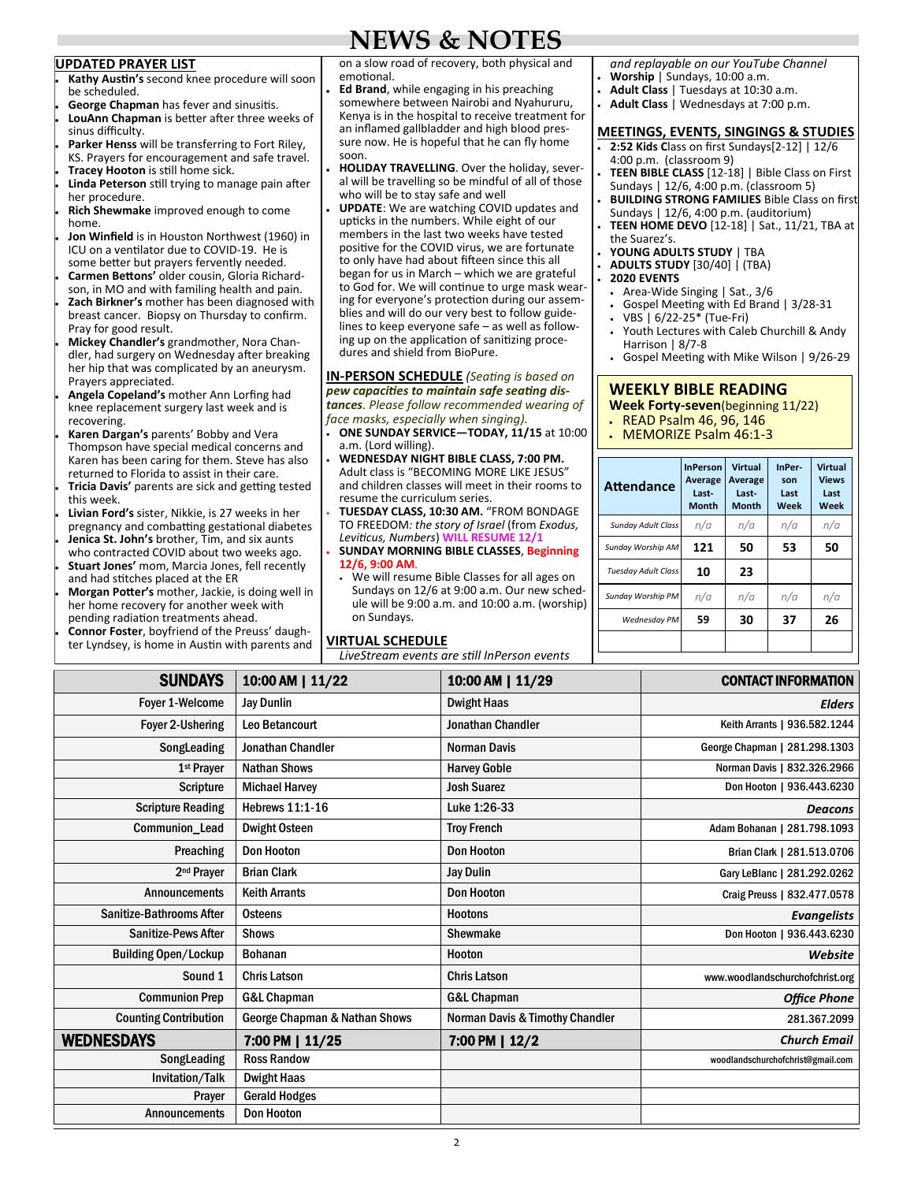# NEWS & NOTES

## UPDATED PRAYER LIST

- **Kathy Austin's** second knee procedure will soon be scheduled.
- **George Chapman** has fever and sinusitis.
- **LouAnn Chapman** is better after three weeks of sinus difficulty.
- **Parker Henss** will be transferring to Fort Riley, KS. Prayers for encouragement and safe travel.
- **Tracey Hooton** is still home sick.
- **Linda Peterson** still trying to manage pain after her procedure.
- **Rich Shewmake** improved enough to come home.
- **Jon Winfield** is in Houston Northwest (1960) in ICU on a ventilator due to COVID-19. He is some better but prayers fervently needed.
- **Carmen Bettons'** older cousin, Gloria Richardson, in MO and with familing health and pain.
- **Zach Birkner's** mother has been diagnosed with breast cancer. Biopsy on Thursday to confirm. Pray for good result.
- **Mickey Chandler's** grandmother, Nora Chandler, had surgery on Wednesday after breaking her hip that was complicated by an aneurysm. Prayers appreciated.
- **Angela Copeland's** mother Ann Lorfing had knee replacement surgery last week and is recovering.
- **Karen Dargan's** parents' Bobby and Vera Thompson have special medical concerns and Karen has been caring for them. Steve has also returned to Florida to assist in their care.
- **Tricia Davis'** parents are sick and getting tested this week.
- **Livian Ford's** sister, Nikkie, is 27 weeks in her pregnancy and combatting gestational diabetes
- **Jenica St. John's** brother, Tim, and six aunts who contracted COVID about two weeks ago.
- **Stuart Jones'** mom, Marcia Jones, fell recently and had stitches placed at the ER
- **Morgan Potter's** mother, Jackie, is doing well in her home recovery for another week with pending radiation treatments ahead.
- **Connor Foster**, boyfriend of the Preuss' daughter Lyndsey, is home in Austin with parents and on a slow road of recovery, both physical and emotional.
- **Ed Brand**, while engaging in his preaching somewhere between Nairobi and Nyahururu, Kenya is in the hospital to receive treatment for an inflamed gallbladder and high blood pressure now. He is hopeful that he can fly home soon.
- **HOLIDAY TRAVELLING**. Over the holiday, several will be travelling so be mindful of all of those who will be to stay safe and well
- **UPDATE**: We are watching COVID updates and upticks in the numbers. While eight of our members in the last two weeks have tested positive for the COVID virus, we are fortunate to only have had about fifteen since this all began for us in March – which we are grateful to God for. We will continue to urge mask wearing for everyone's protection during our assemblies and will do our very best to follow guidelines to keep everyone safe – as well as following up on the application of sanitizing procedures and shield from BioPure.

## IN-PERSON SCHEDULE

*(Seating is based on **pew capacities to maintain safe seating distances**. Please follow recommended wearing of face masks, especially when singing).*

- **ONE SUNDAY SERVICE—TODAY, 11/15** at 10:00 a.m. (Lord willing).
- **WEDNESDAY NIGHT BIBLE CLASS, 7:00 PM.** Adult class is "BECOMING MORE LIKE JESUS" and children classes will meet in their rooms to resume the curriculum series.
- **TUESDAY CLASS, 10:30 AM.** "FROM BONDAGE TO FREEDOM: *the story of Israel* (from *Exodus, Leviticus, Numbers*) **WILL RESUME 12/1**
- **SUNDAY MORNING BIBLE CLASSES, Beginning 12/6, 9:00 AM.**
  - We will resume Bible Classes for all ages on Sundays on 12/6 at 9:00 a.m. Our new schedule will be 9:00 a.m. and 10:00 a.m. (worship) on Sundays.

## VIRTUAL SCHEDULE

*LiveStream events are still InPerson events and replayable on our YouTube Channel*

- **Worship** | Sundays, 10:00 a.m.
- **Adult Class** | Tuesdays at 10:30 a.m.
- **Adult Class** | Wednesdays at 7:00 p.m.

## MEETINGS, EVENTS, SINGINGS & STUDIES

- **2:52 Kids C**lass on first Sundays[2-12] | 12/6 4:00 p.m. (classroom 9)
- **TEEN BIBLE CLASS** [12-18] | Bible Class on First Sundays | 12/6, 4:00 p.m. (classroom 5)
- **BUILDING STRONG FAMILIES** Bible Class on first Sundays | 12/6, 4:00 p.m. (auditorium)
- **TEEN HOME DEVO** [12-18] | Sat., 11/21, TBA at the Suarez's.
- **YOUNG ADULTS STUDY** | TBA
- **ADULTS STUDY** [30/40] | (TBA)
- **2020 EVENTS**
  - Area-Wide Singing | Sat., 3/6
  - Gospel Meeting with Ed Brand | 3/28-31
  - VBS | 6/22-25* (Tue-Fri)
  - Youth Lectures with Caleb Churchill & Andy Harrison | 8/7-8
  - Gospel Meeting with Mike Wilson | 9/26-29

## WEEKLY BIBLE READING

**Week Forty-seven**(beginning 11/22)

- READ Psalm 46, 96, 146
- MEMORIZE Psalm 46:1-3

| Attendance | InPerson Average Last-Month | Virtual Average Last-Month | InPer-son Last Week | Virtual Views Last Week |
|---|---|---|---|---|
| *Sunday Adult Class* | *n/a* | *n/a* | *n/a* | *n/a* |
| *Sunday Worship AM* | 121 | 50 | 53 | 50 |
| *Tuesday Adult Class* | 10 | 23 | | |
| *Sunday Worship PM* | *n/a* | *n/a* | *n/a* | *n/a* |
| *Wednesday PM* | 59 | 30 | 37 | 26 |

| SUNDAYS | 10:00 AM \| 11/22 | 10:00 AM \| 11/29 |
|---|---|---|
| Foyer 1-Welcome | Jay Dunlin | Dwight Haas |
| Foyer 2-Ushering | Leo Betancourt | Jonathan Chandler |
| SongLeading | Jonathan Chandler | Norman Davis |
| 1st Prayer | Nathan Shows | Harvey Goble |
| Scripture | Michael Harvey | Josh Suarez |
| Scripture Reading | Hebrews 11:1-16 | Luke 1:26-33 |
| Communion_Lead | Dwight Osteen | Troy French |
| Preaching | Don Hooton | Don Hooton |
| 2nd Prayer | Brian Clark | Jay Dulin |
| Announcements | Keith Arrants | Don Hooton |
| Sanitize-Bathrooms After | Osteens | Hootons |
| Sanitize-Pews After | Shows | Shewmake |
| Building Open/Lockup | Bohanan | Hooton |
| Sound 1 | Chris Latson | Chris Latson |
| Communion Prep | G&L Chapman | G&L Chapman |
| Counting Contribution | George Chapman & Nathan Shows | Norman Davis & Timothy Chandler |
| **WEDNESDAYS** | **7:00 PM \| 11/25** | **7:00 PM \| 12/2** |
| SongLeading | Ross Randow | |
| Invitation/Talk | Dwight Haas | |
| Prayer | Gerald Hodges | |
| Announcements | Don Hooton | |

## CONTACT INFORMATION

***Elders***

Keith Arrants | 936.582.1244
George Chapman | 281.298.1303
Norman Davis | 832.326.2966
Don Hooton | 936.443.6230

***Deacons***

Adam Bohanan | 281.798.1093
Brian Clark | 281.513.0706
Gary LeBlanc | 281.292.0262
Craig Preuss | 832.477.0578

***Evangelists***

Don Hooton | 936.443.6230

***Website***

www.woodlandschurchofchrist.org

***Office Phone***

281.367.2099

***Church Email***

woodlandschurchofchrist@gmail.com